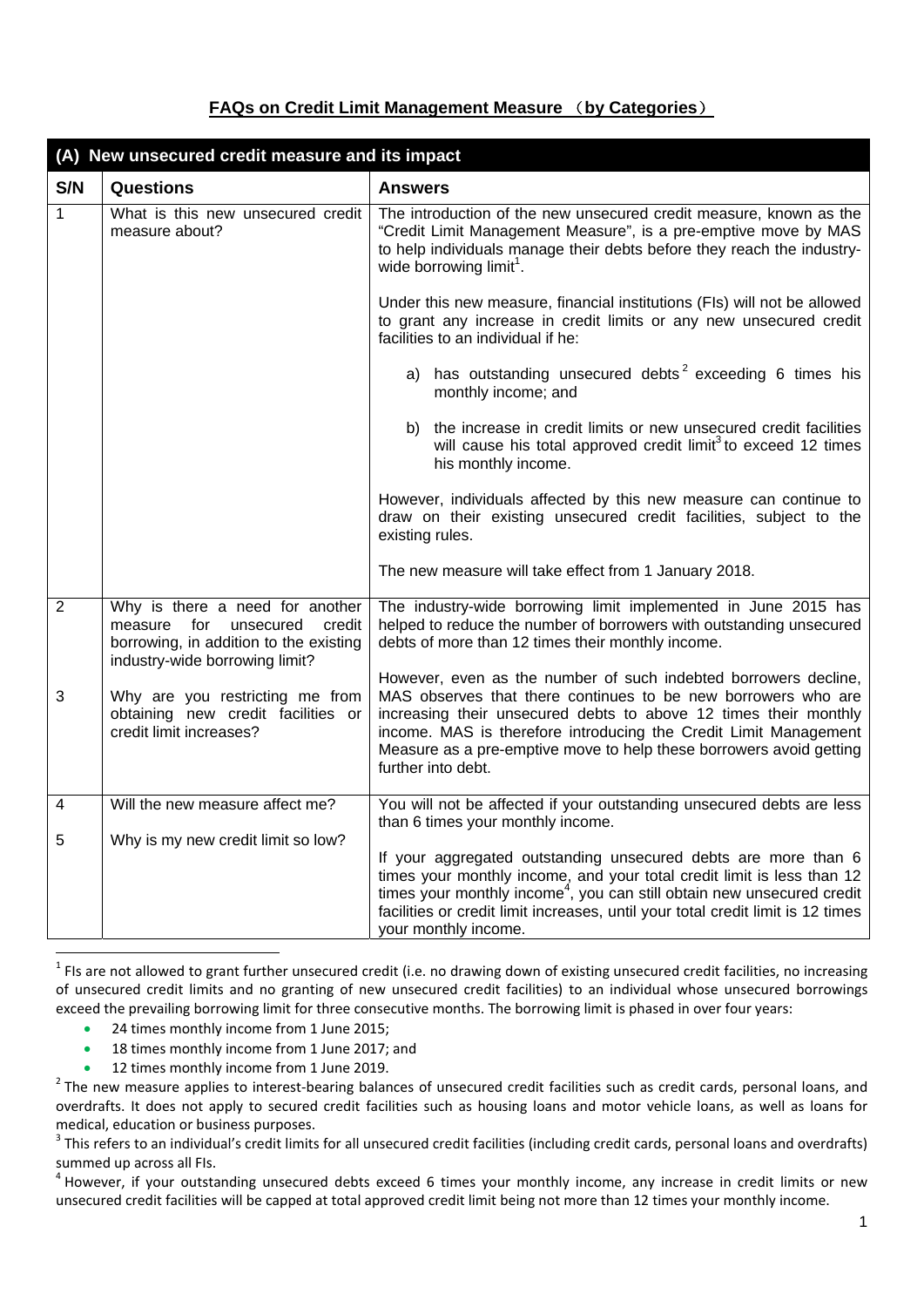# FAQs on Credit Limit Management Measure （by Categories）

| **(A) New unsecured credit measure and its impact** | | |
|---|---|---|
| **S/N** | **Questions** | **Answers** |
| 1 | What is this new unsecured credit measure about? | The introduction of the new unsecured credit measure, known as the "Credit Limit Management Measure", is a pre-emptive move by MAS to help individuals manage their debts before they reach the industry-wide borrowing limit[1].<br><br>Under this new measure, financial institutions (FIs) will not be allowed to grant any increase in credit limits or any new unsecured credit facilities to an individual if he:<br><br>a) has outstanding unsecured debts[2] exceeding 6 times his monthly income; and<br><br>b) the increase in credit limits or new unsecured credit facilities will cause his total approved credit limit[3] to exceed 12 times his monthly income.<br><br>However, individuals affected by this new measure can continue to draw on their existing unsecured credit facilities, subject to the existing rules.<br><br>The new measure will take effect from 1 January 2018. |
| 2<br><br><br><br>3 | Why is there a need for another measure for unsecured credit borrowing, in addition to the existing industry-wide borrowing limit?<br><br>Why are you restricting me from obtaining new credit facilities or credit limit increases? | The industry-wide borrowing limit implemented in June 2015 has helped to reduce the number of borrowers with outstanding unsecured debts of more than 12 times their monthly income.<br><br>However, even as the number of such indebted borrowers decline, MAS observes that there continues to be new borrowers who are increasing their unsecured debts to above 12 times their monthly income. MAS is therefore introducing the Credit Limit Management Measure as a pre-emptive move to help these borrowers avoid getting further into debt. |
| 4<br><br>5 | Will the new measure affect me?<br><br>Why is my new credit limit so low? | You will not be affected if your outstanding unsecured debts are less than 6 times your monthly income.<br><br>If your aggregated outstanding unsecured debts are more than 6 times your monthly income, and your total credit limit is less than 12 times your monthly income[4], you can still obtain new unsecured credit facilities or credit limit increases, until your total credit limit is 12 times your monthly income. |

[1] FIs are not allowed to grant further unsecured credit (i.e. no drawing down of existing unsecured credit facilities, no increasing of unsecured credit limits and no granting of new unsecured credit facilities) to an individual whose unsecured borrowings exceed the prevailing borrowing limit for three consecutive months. The borrowing limit is phased in over four years:

- 24 times monthly income from 1 June 2015;
- 18 times monthly income from 1 June 2017; and
- 12 times monthly income from 1 June 2019.

[2] The new measure applies to interest-bearing balances of unsecured credit facilities such as credit cards, personal loans, and overdrafts. It does not apply to secured credit facilities such as housing loans and motor vehicle loans, as well as loans for medical, education or business purposes.

[3] This refers to an individual's credit limits for all unsecured credit facilities (including credit cards, personal loans and overdrafts) summed up across all FIs.

[4] However, if your outstanding unsecured debts exceed 6 times your monthly income, any increase in credit limits or new unsecured credit facilities will be capped at total approved credit limit being not more than 12 times your monthly income.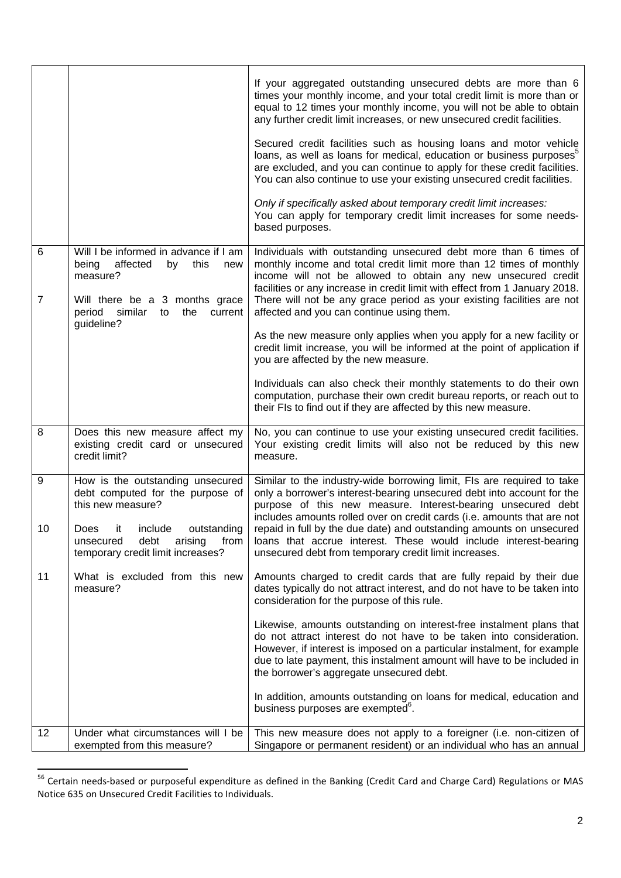| | | |
|---|---|---|
| | | If your aggregated outstanding unsecured debts are more than 6 times your monthly income, and your total credit limit is more than or equal to 12 times your monthly income, you will not be able to obtain any further credit limit increases, or new unsecured credit facilities.<br><br>Secured credit facilities such as housing loans and motor vehicle loans, as well as loans for medical, education or business purposes[5] are excluded, and you can continue to apply for these credit facilities. You can also continue to use your existing unsecured credit facilities.<br><br>*Only if specifically asked about temporary credit limit increases:*<br>You can apply for temporary credit limit increases for some needs-based purposes. |
| 6<br><br><br><br>7 | Will I be informed in advance if I am being affected by this new measure?<br><br>Will there be a 3 months grace period similar to the current guideline? | Individuals with outstanding unsecured debt more than 6 times of monthly income and total credit limit more than 12 times of monthly income will not be allowed to obtain any new unsecured credit facilities or any increase in credit limit with effect from 1 January 2018. There will not be any grace period as your existing facilities are not affected and you can continue using them.<br><br>As the new measure only applies when you apply for a new facility or credit limit increase, you will be informed at the point of application if you are affected by the new measure.<br><br>Individuals can also check their monthly statements to do their own computation, purchase their own credit bureau reports, or reach out to their FIs to find out if they are affected by this new measure. |
| 8 | Does this new measure affect my existing credit card or unsecured credit limit? | No, you can continue to use your existing unsecured credit facilities. Your existing credit limits will also not be reduced by this new measure. |
| 9<br><br><br><br>10 | How is the outstanding unsecured debt computed for the purpose of this new measure?<br><br>Does it include outstanding unsecured debt arising from temporary credit limit increases? | Similar to the industry-wide borrowing limit, FIs are required to take only a borrower's interest-bearing unsecured debt into account for the purpose of this new measure. Interest-bearing unsecured debt includes amounts rolled over on credit cards (i.e. amounts that are not repaid in full by the due date) and outstanding amounts on unsecured loans that accrue interest. These would include interest-bearing unsecured debt from temporary credit limit increases. |
| 11 | What is excluded from this new measure? | Amounts charged to credit cards that are fully repaid by their due dates typically do not attract interest, and do not have to be taken into consideration for the purpose of this rule.<br><br>Likewise, amounts outstanding on interest-free instalment plans that do not attract interest do not have to be taken into consideration. However, if interest is imposed on a particular instalment, for example due to late payment, this instalment amount will have to be included in the borrower's aggregate unsecured debt.<br><br>In addition, amounts outstanding on loans for medical, education and business purposes are exempted[6]. |
| 12 | Under what circumstances will I be exempted from this measure? | This new measure does not apply to a foreigner (i.e. non-citizen of Singapore or permanent resident) or an individual who has an annual |

[56] Certain needs-based or purposeful expenditure as defined in the Banking (Credit Card and Charge Card) Regulations or MAS Notice 635 on Unsecured Credit Facilities to Individuals.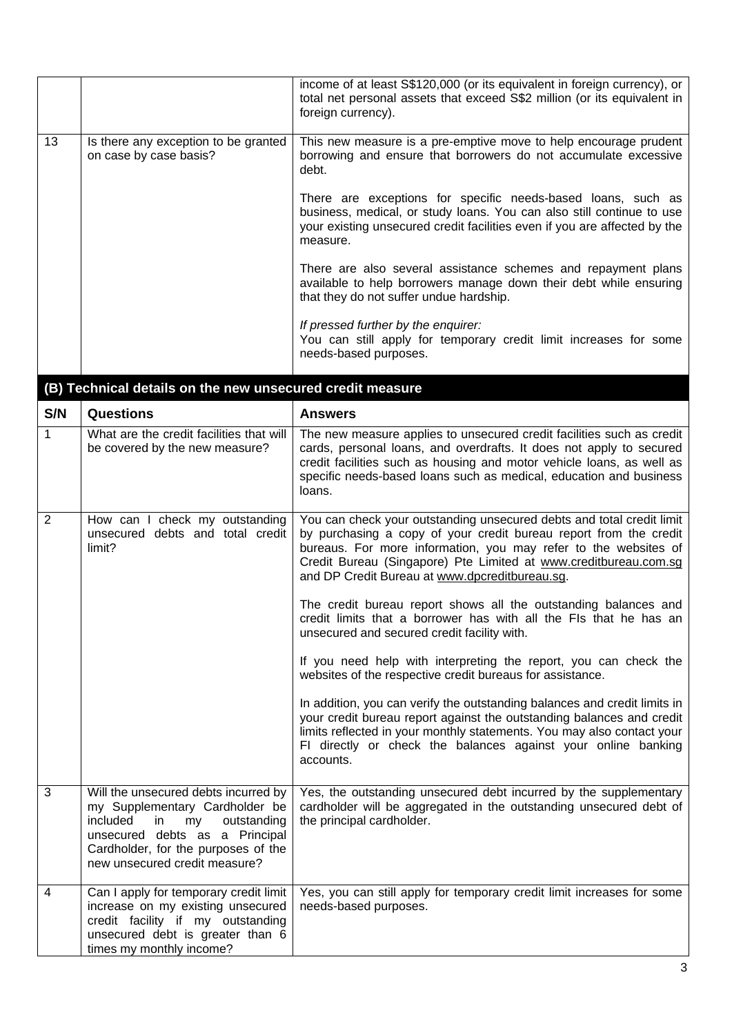| | | |
|---|---|---|
| | | income of at least S$120,000 (or its equivalent in foreign currency), or total net personal assets that exceed S$2 million (or its equivalent in foreign currency). |
| 13 | Is there any exception to be granted on case by case basis? | This new measure is a pre-emptive move to help encourage prudent borrowing and ensure that borrowers do not accumulate excessive debt.<br><br>There are exceptions for specific needs-based loans, such as business, medical, or study loans. You can also still continue to use your existing unsecured credit facilities even if you are affected by the measure.<br><br>There are also several assistance schemes and repayment plans available to help borrowers manage down their debt while ensuring that they do not suffer undue hardship.<br><br>*If pressed further by the enquirer:*<br>You can still apply for temporary credit limit increases for some needs-based purposes. |

## (B) Technical details on the new unsecured credit measure

| S/N | Questions | Answers |
|---|---|---|
| 1 | What are the credit facilities that will be covered by the new measure? | The new measure applies to unsecured credit facilities such as credit cards, personal loans, and overdrafts. It does not apply to secured credit facilities such as housing and motor vehicle loans, as well as specific needs-based loans such as medical, education and business loans. |
| 2 | How can I check my outstanding unsecured debts and total credit limit? | You can check your outstanding unsecured debts and total credit limit by purchasing a copy of your credit bureau report from the credit bureaus. For more information, you may refer to the websites of Credit Bureau (Singapore) Pte Limited at www.creditbureau.com.sg and DP Credit Bureau at www.dpcreditbureau.sg.<br><br>The credit bureau report shows all the outstanding balances and credit limits that a borrower has with all the FIs that he has an unsecured and secured credit facility with.<br><br>If you need help with interpreting the report, you can check the websites of the respective credit bureaus for assistance.<br><br>In addition, you can verify the outstanding balances and credit limits in your credit bureau report against the outstanding balances and credit limits reflected in your monthly statements. You may also contact your FI directly or check the balances against your online banking accounts. |
| 3 | Will the unsecured debts incurred by my Supplementary Cardholder be included in my outstanding unsecured debts as a Principal Cardholder, for the purposes of the new unsecured credit measure? | Yes, the outstanding unsecured debt incurred by the supplementary cardholder will be aggregated in the outstanding unsecured debt of the principal cardholder. |
| 4 | Can I apply for temporary credit limit increase on my existing unsecured credit facility if my outstanding unsecured debt is greater than 6 times my monthly income? | Yes, you can still apply for temporary credit limit increases for some needs-based purposes. |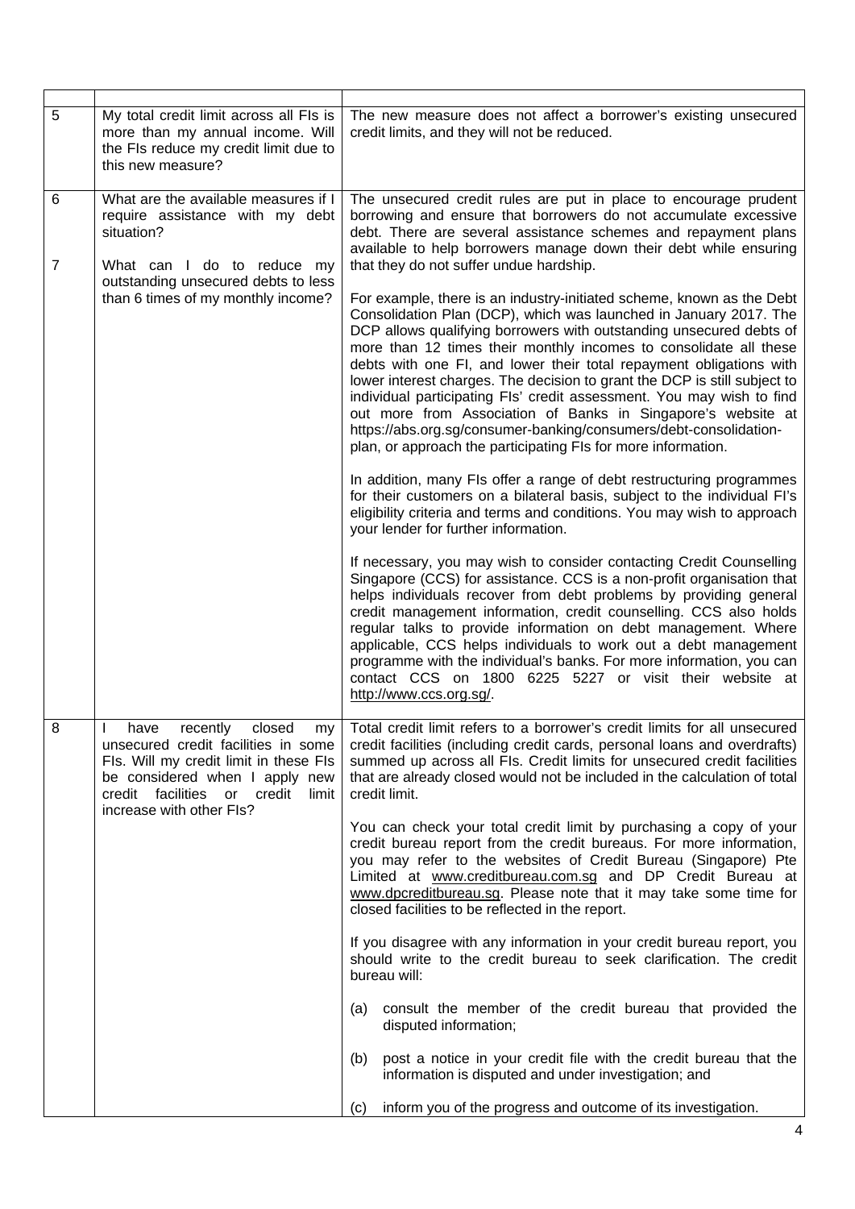| | | |
|---|---|---|
| 5 | My total credit limit across all FIs is more than my annual income. Will the FIs reduce my credit limit due to this new measure? | The new measure does not affect a borrower's existing unsecured credit limits, and they will not be reduced. |
| 6<br><br>7 | What are the available measures if I require assistance with my debt situation?<br><br>What can I do to reduce my outstanding unsecured debts to less than 6 times of my monthly income? | The unsecured credit rules are put in place to encourage prudent borrowing and ensure that borrowers do not accumulate excessive debt. There are several assistance schemes and repayment plans available to help borrowers manage down their debt while ensuring that they do not suffer undue hardship.<br><br>For example, there is an industry-initiated scheme, known as the Debt Consolidation Plan (DCP), which was launched in January 2017. The DCP allows qualifying borrowers with outstanding unsecured debts of more than 12 times their monthly incomes to consolidate all these debts with one FI, and lower their total repayment obligations with lower interest charges. The decision to grant the DCP is still subject to individual participating FIs' credit assessment. You may wish to find out more from Association of Banks in Singapore's website at https://abs.org.sg/consumer-banking/consumers/debt-consolidation-plan, or approach the participating FIs for more information.<br><br>In addition, many FIs offer a range of debt restructuring programmes for their customers on a bilateral basis, subject to the individual FI's eligibility criteria and terms and conditions. You may wish to approach your lender for further information.<br><br>If necessary, you may wish to consider contacting Credit Counselling Singapore (CCS) for assistance. CCS is a non-profit organisation that helps individuals recover from debt problems by providing general credit management information, credit counselling. CCS also holds regular talks to provide information on debt management. Where applicable, CCS helps individuals to work out a debt management programme with the individual's banks. For more information, you can contact CCS on 1800 6225 5227 or visit their website at http://www.ccs.org.sg/. |
| 8 | I have recently closed my unsecured credit facilities in some FIs. Will my credit limit in these FIs be considered when I apply new credit facilities or credit limit increase with other FIs? | Total credit limit refers to a borrower's credit limits for all unsecured credit facilities (including credit cards, personal loans and overdrafts) summed up across all FIs. Credit limits for unsecured credit facilities that are already closed would not be included in the calculation of total credit limit.<br><br>You can check your total credit limit by purchasing a copy of your credit bureau report from the credit bureaus. For more information, you may refer to the websites of Credit Bureau (Singapore) Pte Limited at www.creditbureau.com.sg and DP Credit Bureau at www.dpcreditbureau.sg. Please note that it may take some time for closed facilities to be reflected in the report.<br><br>If you disagree with any information in your credit bureau report, you should write to the credit bureau to seek clarification. The credit bureau will:<br><br>(a) consult the member of the credit bureau that provided the disputed information;<br><br>(b) post a notice in your credit file with the credit bureau that the information is disputed and under investigation; and<br><br>(c) inform you of the progress and outcome of its investigation. |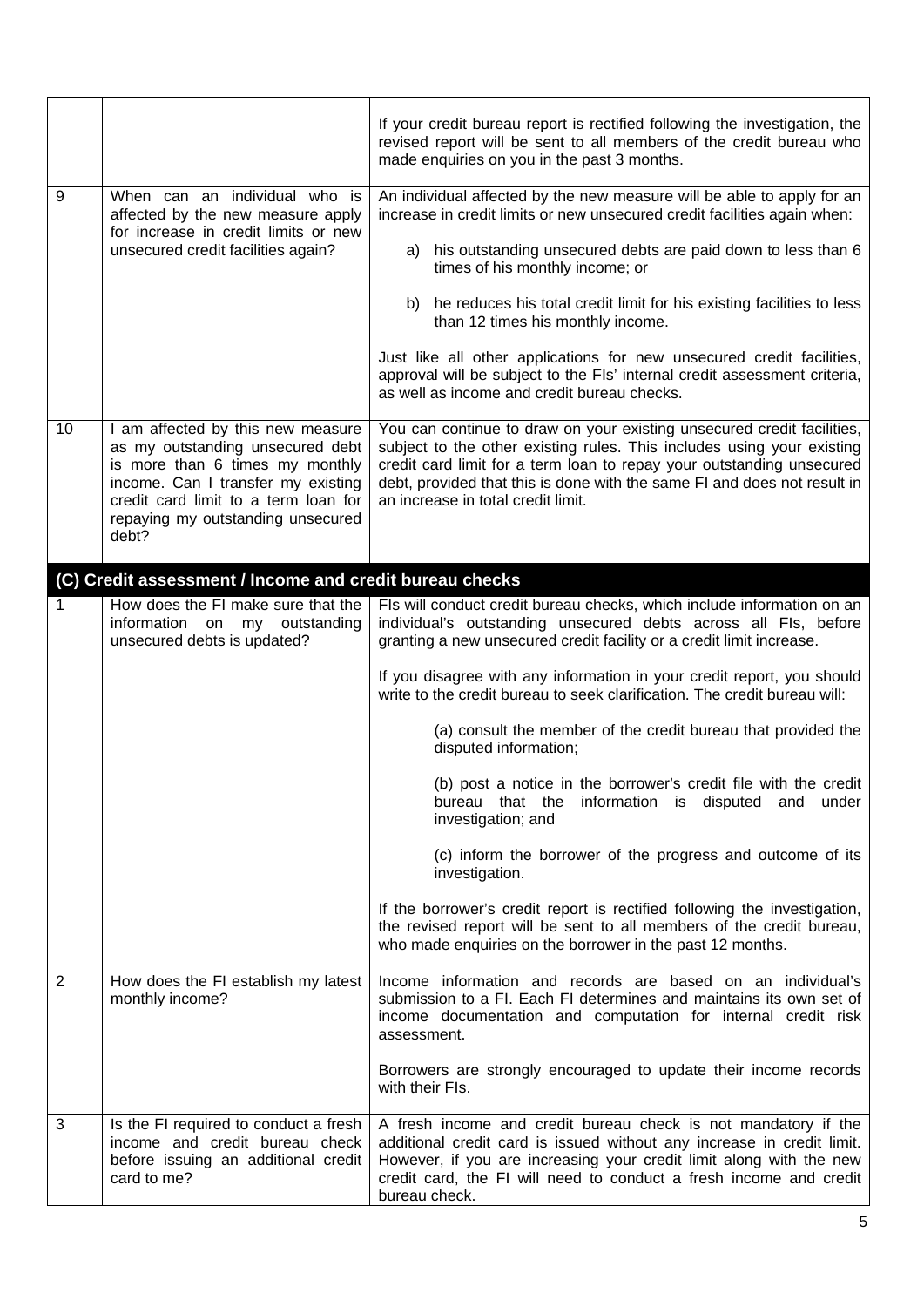| | | |
|---|---|---|
| | | If your credit bureau report is rectified following the investigation, the revised report will be sent to all members of the credit bureau who made enquiries on you in the past 3 months. |
| 9 | When can an individual who is affected by the new measure apply for increase in credit limits or new unsecured credit facilities again? | An individual affected by the new measure will be able to apply for an increase in credit limits or new unsecured credit facilities again when:<br><br>a) his outstanding unsecured debts are paid down to less than 6 times of his monthly income; or<br><br>b) he reduces his total credit limit for his existing facilities to less than 12 times his monthly income.<br><br>Just like all other applications for new unsecured credit facilities, approval will be subject to the FIs' internal credit assessment criteria, as well as income and credit bureau checks. |
| 10 | I am affected by this new measure as my outstanding unsecured debt is more than 6 times my monthly income. Can I transfer my existing credit card limit to a term loan for repaying my outstanding unsecured debt? | You can continue to draw on your existing unsecured credit facilities, subject to the other existing rules. This includes using your existing credit card limit for a term loan to repay your outstanding unsecured debt, provided that this is done with the same FI and does not result in an increase in total credit limit. |
| **(C) Credit assessment / Income and credit bureau checks** | | |
| 1 | How does the FI make sure that the information on my outstanding unsecured debts is updated? | FIs will conduct credit bureau checks, which include information on an individual's outstanding unsecured debts across all FIs, before granting a new unsecured credit facility or a credit limit increase.<br><br>If you disagree with any information in your credit report, you should write to the credit bureau to seek clarification. The credit bureau will:<br><br>(a) consult the member of the credit bureau that provided the disputed information;<br><br>(b) post a notice in the borrower's credit file with the credit bureau that the information is disputed and under investigation; and<br><br>(c) inform the borrower of the progress and outcome of its investigation.<br><br>If the borrower's credit report is rectified following the investigation, the revised report will be sent to all members of the credit bureau, who made enquiries on the borrower in the past 12 months. |
| 2 | How does the FI establish my latest monthly income? | Income information and records are based on an individual's submission to a FI. Each FI determines and maintains its own set of income documentation and computation for internal credit risk assessment.<br><br>Borrowers are strongly encouraged to update their income records with their FIs. |
| 3 | Is the FI required to conduct a fresh income and credit bureau check before issuing an additional credit card to me? | A fresh income and credit bureau check is not mandatory if the additional credit card is issued without any increase in credit limit. However, if you are increasing your credit limit along with the new credit card, the FI will need to conduct a fresh income and credit bureau check. |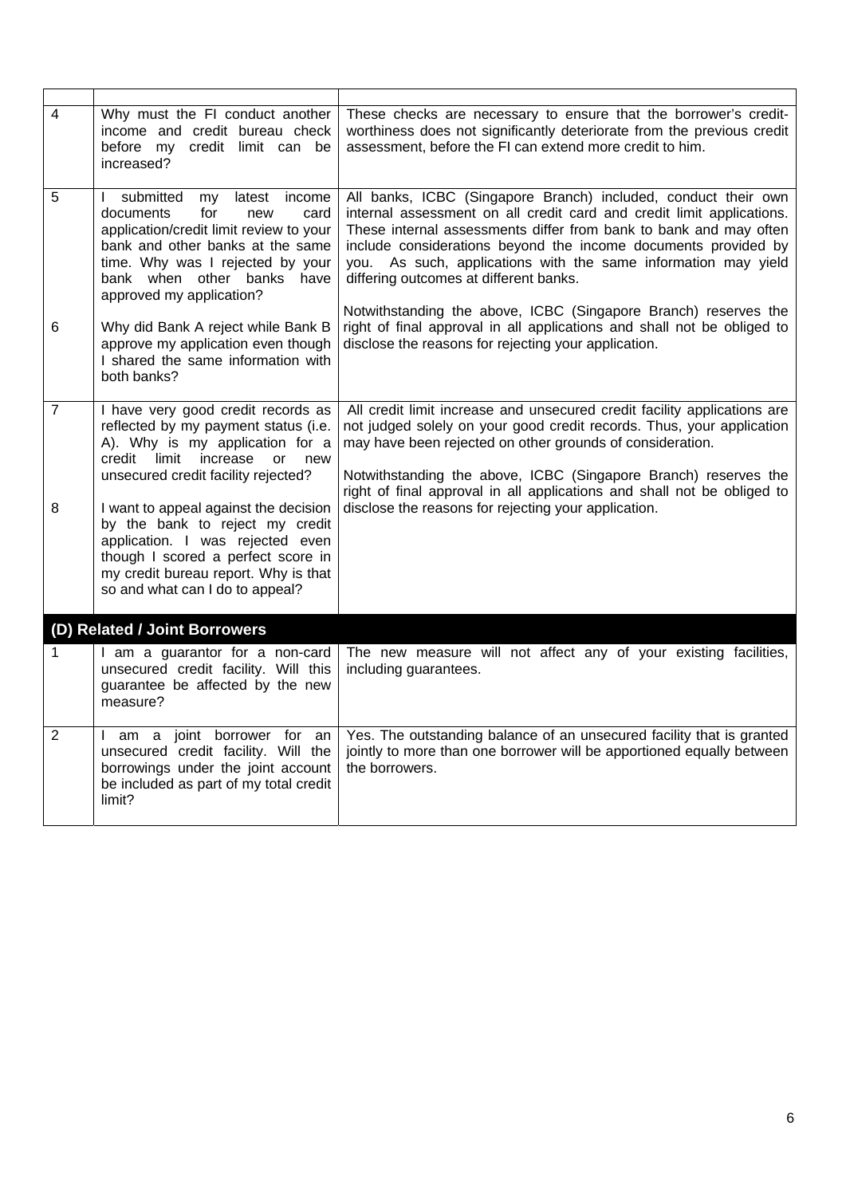| | | |
|---|---|---|
| 4 | Why must the FI conduct another income and credit bureau check before my credit limit can be increased? | These checks are necessary to ensure that the borrower's credit-worthiness does not significantly deteriorate from the previous credit assessment, before the FI can extend more credit to him. |
| 5 | I submitted my latest income documents for new card application/credit limit review to your bank and other banks at the same time. Why was I rejected by your bank when other banks have approved my application? | All banks, ICBC (Singapore Branch) included, conduct their own internal assessment on all credit card and credit limit applications. These internal assessments differ from bank to bank and may often include considerations beyond the income documents provided by you. As such, applications with the same information may yield differing outcomes at different banks.<br><br>Notwithstanding the above, ICBC (Singapore Branch) reserves the right of final approval in all applications and shall not be obliged to disclose the reasons for rejecting your application. |
| 6 | Why did Bank A reject while Bank B approve my application even though I shared the same information with both banks? | |
| 7 | I have very good credit records as reflected by my payment status (i.e. A). Why is my application for a credit limit increase or new unsecured credit facility rejected? | All credit limit increase and unsecured credit facility applications are not judged solely on your good credit records. Thus, your application may have been rejected on other grounds of consideration.<br><br>Notwithstanding the above, ICBC (Singapore Branch) reserves the right of final approval in all applications and shall not be obliged to disclose the reasons for rejecting your application. |
| 8 | I want to appeal against the decision by the bank to reject my credit application. I was rejected even though I scored a perfect score in my credit bureau report. Why is that so and what can I do to appeal? | |
| **(D) Related / Joint Borrowers** | | |
| 1 | I am a guarantor for a non-card unsecured credit facility. Will this guarantee be affected by the new measure? | The new measure will not affect any of your existing facilities, including guarantees. |
| 2 | I am a joint borrower for an unsecured credit facility. Will the borrowings under the joint account be included as part of my total credit limit? | Yes. The outstanding balance of an unsecured facility that is granted jointly to more than one borrower will be apportioned equally between the borrowers. |